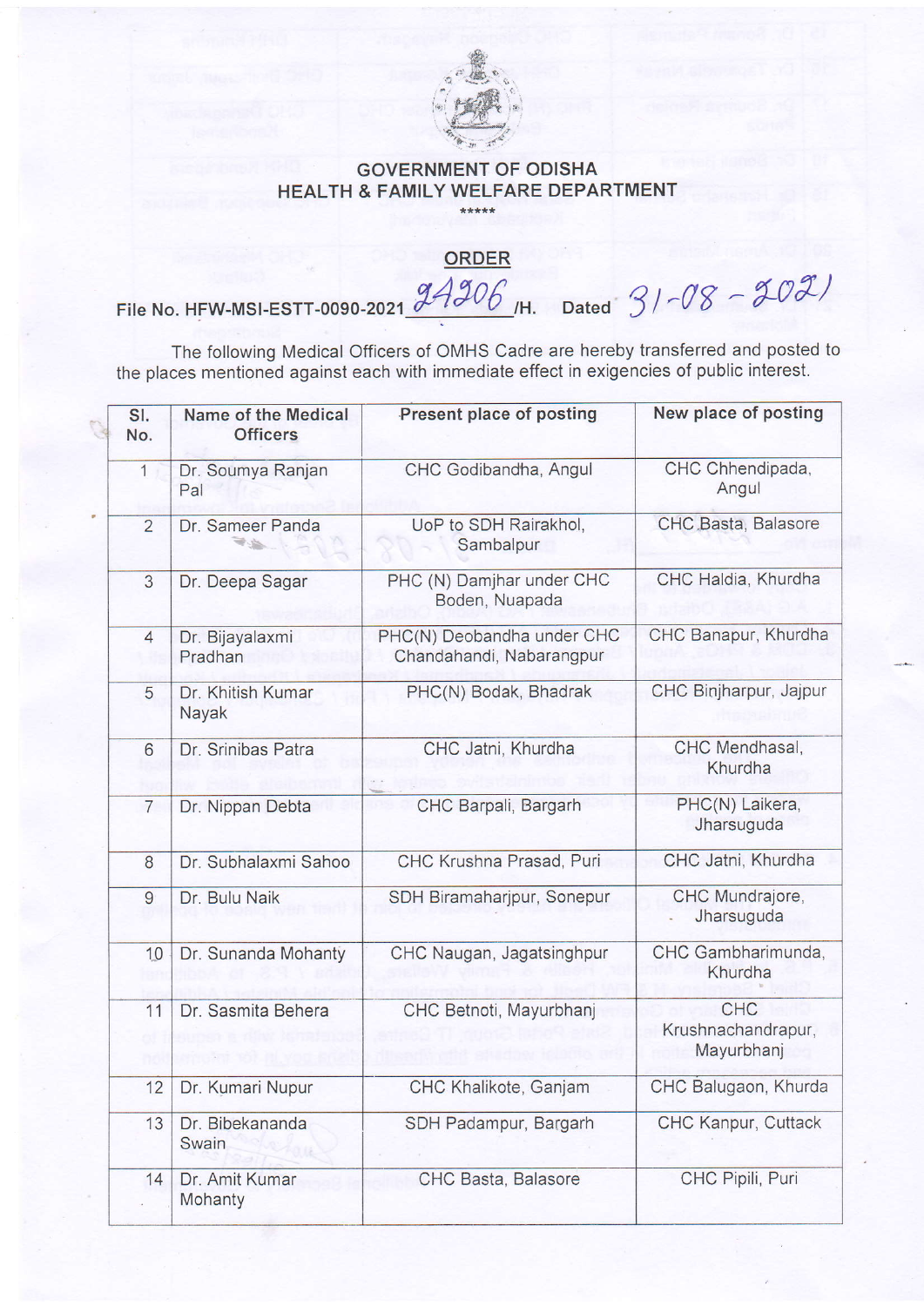GOVERNMENT OF ODISHA
HEALTH & FAMILY WELFARE DEPARTMENT

*****

**ORDER**

File No. HFW-MSI-ESTT-0090-2021 24206 /H. Dated 31-08-2021

The following Medical Officers of OMHS Cadre are hereby transferred and posted to the places mentioned against each with immediate effect in exigencies of public interest.

| Sl. No. | Name of the Medical Officers | Present place of posting | New place of posting |
|---|---|---|---|
| 1 | Dr. Soumya Ranjan Pal | CHC Godibandha, Angul | CHC Chhendipada, Angul |
| 2 | Dr. Sameer Panda | UoP to SDH Rairakhol, Sambalpur | CHC Basta, Balasore |
| 3 | Dr. Deepa Sagar | PHC (N) Damjhar under CHC Boden, Nuapada | CHC Haldia, Khurdha |
| 4 | Dr. Bijayalaxmi Pradhan | PHC(N) Deobandha under CHC Chandahandi, Nabarangpur | CHC Banapur, Khurdha |
| 5 | Dr. Khitish Kumar Nayak | PHC(N) Bodak, Bhadrak | CHC Binjharpur, Jajpur |
| 6 | Dr. Srinibas Patra | CHC Jatni, Khurdha | CHC Mendhasal, Khurdha |
| 7 | Dr. Nippan Debta | CHC Barpali, Bargarh | PHC(N) Laikera, Jharsuguda |
| 8 | Dr. Subhalaxmi Sahoo | CHC Krushna Prasad, Puri | CHC Jatni, Khurdha |
| 9 | Dr. Bulu Naik | SDH Biramaharjpur, Sonepur | CHC Mundrajore, Jharsuguda |
| 10 | Dr. Sunanda Mohanty | CHC Naugan, Jagatsinghpur | CHC Gambharimunda, Khurdha |
| 11 | Dr. Sasmita Behera | CHC Betnoti, Mayurbhanj | CHC Krushnachandrapur, Mayurbhanj |
| 12 | Dr. Kumari Nupur | CHC Khalikote, Ganjam | CHC Balugaon, Khurda |
| 13 | Dr. Bibekananda Swain | SDH Padampur, Bargarh | CHC Kanpur, Cuttack |
| 14 | Dr. Amit Kumar Mohanty | CHC Basta, Balasore | CHC Pipili, Puri |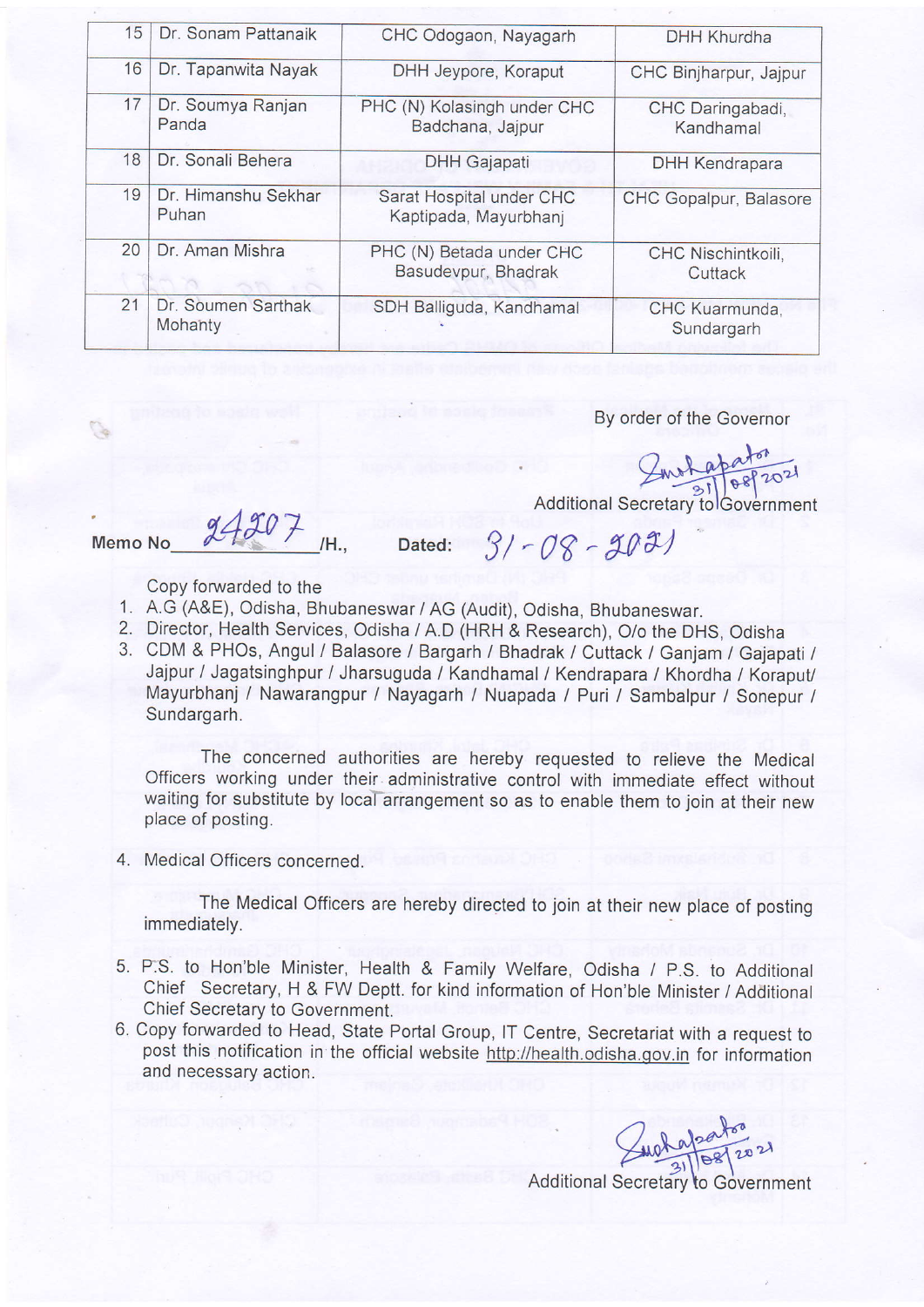| | | | |
|---|---|---|---|
| 15 | Dr. Sonam Pattanaik | CHC Odogaon, Nayagarh | DHH Khurdha |
| 16 | Dr. Tapanwita Nayak | DHH Jeypore, Koraput | CHC Binjharpur, Jajpur |
| 17 | Dr. Soumya Ranjan Panda | PHC (N) Kolasingh under CHC Badchana, Jajpur | CHC Daringabadi, Kandhamal |
| 18 | Dr. Sonali Behera | DHH Gajapati | DHH Kendrapara |
| 19 | Dr. Himanshu Sekhar Puhan | Sarat Hospital under CHC Kaptipada, Mayurbhanj | CHC Gopalpur, Balasore |
| 20 | Dr. Aman Mishra | PHC (N) Betada under CHC Basudevpur, Bhadrak | CHC Nischintkoili, Cuttack |
| 21 | Dr. Soumen Sarthak Mohanty | SDH Balliguda, Kandhamal | CHC Kuarmunda, Sundargarh |

By order of the Governor

Additional Secretary to Government

Memo No 24207 /H., Dated: 31-08-2021

Copy forwarded to the

1. A.G (A&E), Odisha, Bhubaneswar / AG (Audit), Odisha, Bhubaneswar.
2. Director, Health Services, Odisha / A.D (HRH & Research), O/o the DHS, Odisha
3. CDM & PHOs, Angul / Balasore / Bargarh / Bhadrak / Cuttack / Ganjam / Gajapati / Jajpur / Jagatsinghpur / Jharsuguda / Kandhamal / Kendrapara / Khordha / Koraput/ Mayurbhanj / Nawarangpur / Nayagarh / Nuapada / Puri / Sambalpur / Sonepur / Sundargarh.

   The concerned authorities are hereby requested to relieve the Medical Officers working under their administrative control with immediate effect without waiting for substitute by local arrangement so as to enable them to join at their new place of posting.

4. Medical Officers concerned.

   The Medical Officers are hereby directed to join at their new place of posting immediately.

5. P.S. to Hon'ble Minister, Health & Family Welfare, Odisha / P.S. to Additional Chief Secretary, H & FW Deptt. for kind information of Hon'ble Minister / Additional Chief Secretary to Government.
6. Copy forwarded to Head, State Portal Group, IT Centre, Secretariat with a request to post this notification in the official website http://health.odisha.gov.in for information and necessary action.

Additional Secretary to Government